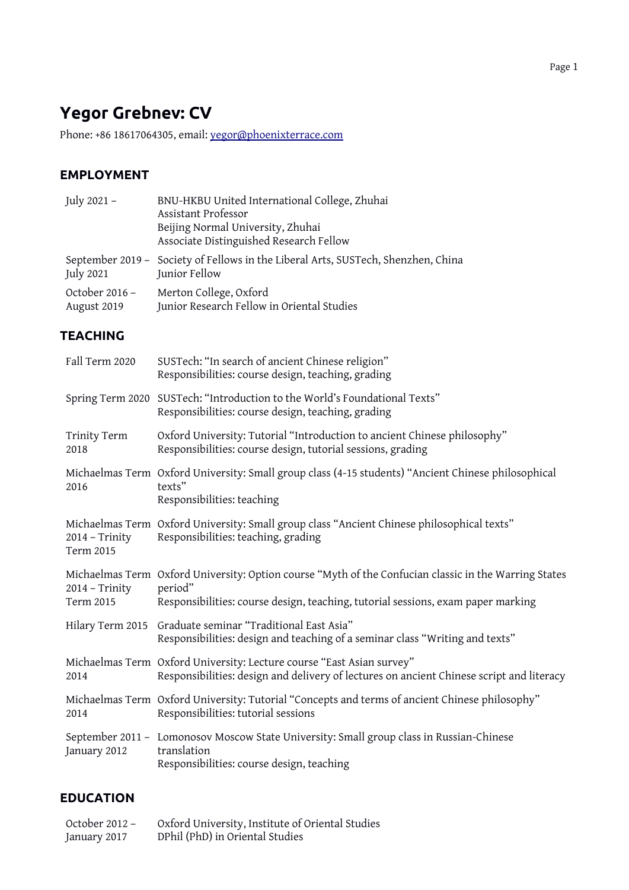# Yegor Grebnev: CV

Phone: +86 18617064305, email: [yegor@phoenixterrace.com](mailto:yegor@phoenixterrace.com)

## EMPLOYMENT

| | |
|---|---|
| July 2021 – | BNU-HKBU United International College, Zhuhai<br>Assistant Professor<br>Beijing Normal University, Zhuhai<br>Associate Distinguished Research Fellow |
| September 2019 – July 2021 | Society of Fellows in the Liberal Arts, SUSTech, Shenzhen, China<br>Junior Fellow |
| October 2016 – August 2019 | Merton College, Oxford<br>Junior Research Fellow in Oriental Studies |

## TEACHING

| | |
|---|---|
| Fall Term 2020 | SUSTech: "In search of ancient Chinese religion"<br>Responsibilities: course design, teaching, grading |
| Spring Term 2020 | SUSTech: "Introduction to the World's Foundational Texts"<br>Responsibilities: course design, teaching, grading |
| Trinity Term 2018 | Oxford University: Tutorial "Introduction to ancient Chinese philosophy"<br>Responsibilities: course design, tutorial sessions, grading |
| Michaelmas Term 2016 | Oxford University: Small group class (4-15 students) "Ancient Chinese philosophical texts"<br>Responsibilities: teaching |
| Michaelmas Term 2014 – Trinity Term 2015 | Oxford University: Small group class "Ancient Chinese philosophical texts"<br>Responsibilities: teaching, grading |
| Michaelmas Term 2014 – Trinity Term 2015 | Oxford University: Option course "Myth of the Confucian classic in the Warring States period"<br>Responsibilities: course design, teaching, tutorial sessions, exam paper marking |
| Hilary Term 2015 | Graduate seminar "Traditional East Asia"<br>Responsibilities: design and teaching of a seminar class "Writing and texts" |
| Michaelmas Term 2014 | Oxford University: Lecture course "East Asian survey"<br>Responsibilities: design and delivery of lectures on ancient Chinese script and literacy |
| Michaelmas Term 2014 | Oxford University: Tutorial "Concepts and terms of ancient Chinese philosophy"<br>Responsibilities: tutorial sessions |
| September 2011 – January 2012 | Lomonosov Moscow State University: Small group class in Russian-Chinese translation<br>Responsibilities: course design, teaching |

## EDUCATION

| | |
|---|---|
| October 2012 – January 2017 | Oxford University, Institute of Oriental Studies<br>DPhil (PhD) in Oriental Studies |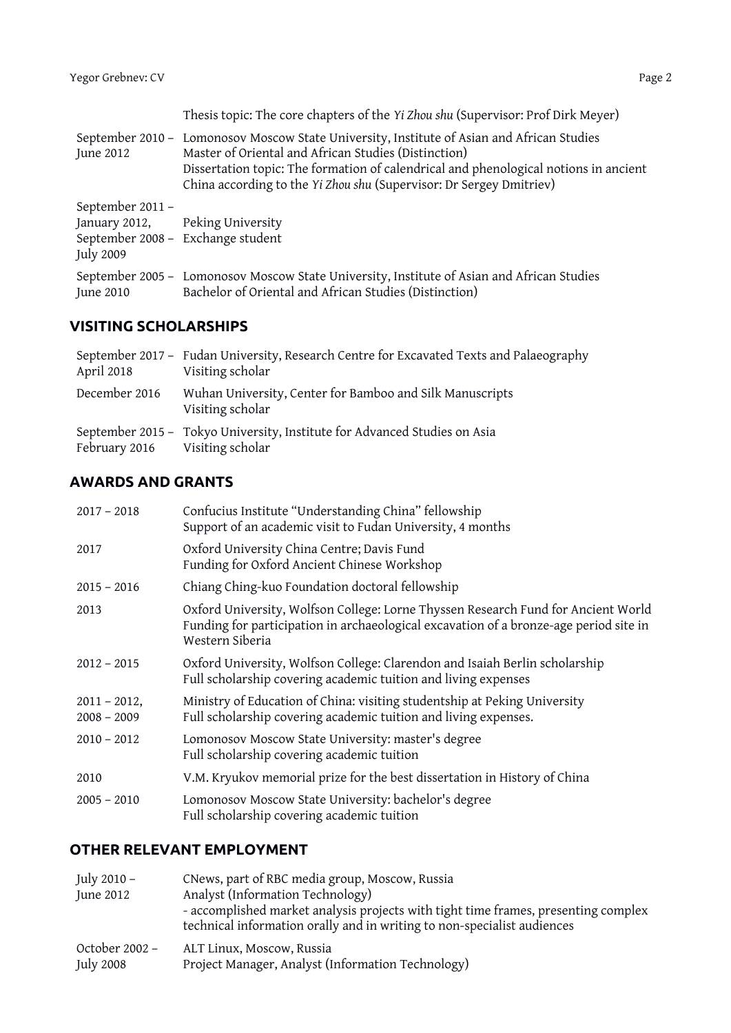Thesis topic: The core chapters of the *Yi Zhou shu* (Supervisor: Prof Dirk Meyer)

| | |
|---|---|
| September 2010 – June 2012 | Lomonosov Moscow State University, Institute of Asian and African Studies<br>Master of Oriental and African Studies (Distinction)<br>Dissertation topic: The formation of calendrical and phenological notions in ancient China according to the *Yi Zhou shu* (Supervisor: Dr Sergey Dmitriev) |
| September 2011 – January 2012, September 2008 – July 2009 | Peking University<br>Exchange student |
| September 2005 – June 2010 | Lomonosov Moscow State University, Institute of Asian and African Studies<br>Bachelor of Oriental and African Studies (Distinction) |

## VISITING SCHOLARSHIPS

| | |
|---|---|
| September 2017 – April 2018 | Fudan University, Research Centre for Excavated Texts and Palaeography<br>Visiting scholar |
| December 2016 | Wuhan University, Center for Bamboo and Silk Manuscripts<br>Visiting scholar |
| September 2015 – February 2016 | Tokyo University, Institute for Advanced Studies on Asia<br>Visiting scholar |

## AWARDS AND GRANTS

| | |
|---|---|
| 2017 – 2018 | Confucius Institute "Understanding China" fellowship<br>Support of an academic visit to Fudan University, 4 months |
| 2017 | Oxford University China Centre; Davis Fund<br>Funding for Oxford Ancient Chinese Workshop |
| 2015 – 2016 | Chiang Ching-kuo Foundation doctoral fellowship |
| 2013 | Oxford University, Wolfson College: Lorne Thyssen Research Fund for Ancient World<br>Funding for participation in archaeological excavation of a bronze-age period site in Western Siberia |
| 2012 – 2015 | Oxford University, Wolfson College: Clarendon and Isaiah Berlin scholarship<br>Full scholarship covering academic tuition and living expenses |
| 2011 – 2012, 2008 – 2009 | Ministry of Education of China: visiting studentship at Peking University<br>Full scholarship covering academic tuition and living expenses. |
| 2010 – 2012 | Lomonosov Moscow State University: master's degree<br>Full scholarship covering academic tuition |
| 2010 | V.M. Kryukov memorial prize for the best dissertation in History of China |
| 2005 – 2010 | Lomonosov Moscow State University: bachelor's degree<br>Full scholarship covering academic tuition |

## OTHER RELEVANT EMPLOYMENT

| | |
|---|---|
| July 2010 – June 2012 | CNews, part of RBC media group, Moscow, Russia<br>Analyst (Information Technology)<br>- accomplished market analysis projects with tight time frames, presenting complex technical information orally and in writing to non-specialist audiences |
| October 2002 – July 2008 | ALT Linux, Moscow, Russia<br>Project Manager, Analyst (Information Technology) |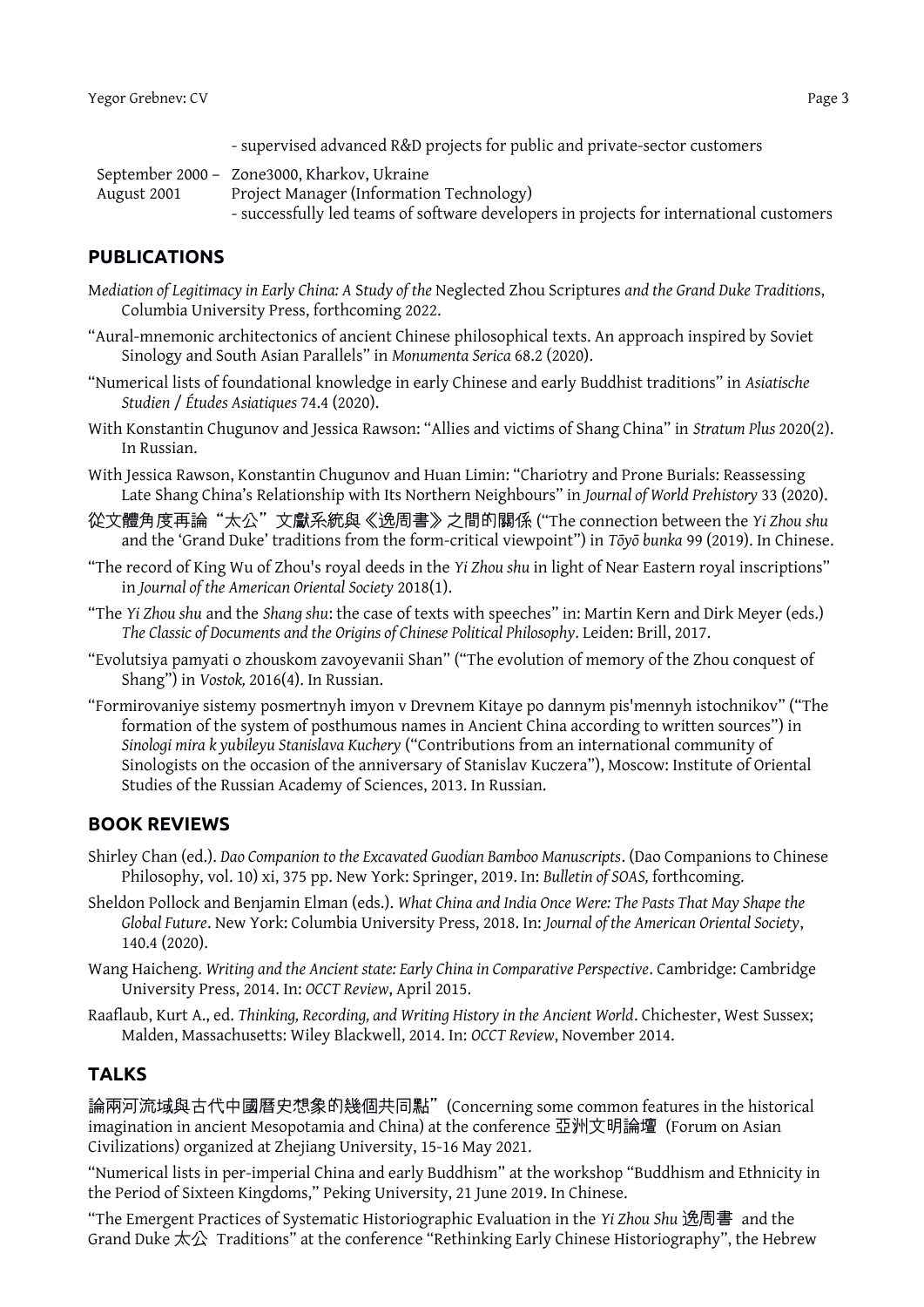- supervised advanced R&D projects for public and private-sector customers

September 2000 – August 2001 — Zone3000, Kharkov, Ukraine
Project Manager (Information Technology)
- successfully led teams of software developers in projects for international customers

## PUBLICATIONS

*Mediation of Legitimacy in Early China: A Study of the* Neglected Zhou Scriptures *and the Grand Duke Traditions*, Columbia University Press, forthcoming 2022.

"Aural-mnemonic architectonics of ancient Chinese philosophical texts. An approach inspired by Soviet Sinology and South Asian Parallels" in *Monumenta Serica* 68.2 (2020).

"Numerical lists of foundational knowledge in early Chinese and early Buddhist traditions" in *Asiatische Studien / Études Asiatiques* 74.4 (2020).

With Konstantin Chugunov and Jessica Rawson: "Allies and victims of Shang China" in *Stratum Plus* 2020(2). In Russian.

With Jessica Rawson, Konstantin Chugunov and Huan Limin: "Chariotry and Prone Burials: Reassessing Late Shang China's Relationship with Its Northern Neighbours" in *Journal of World Prehistory* 33 (2020).

從文體角度再論"太公"文獻系統與《逸周書》之間的關係 ("The connection between the *Yi Zhou shu* and the 'Grand Duke' traditions from the form-critical viewpoint") in *Tōyō bunka* 99 (2019). In Chinese.

"The record of King Wu of Zhou's royal deeds in the *Yi Zhou shu* in light of Near Eastern royal inscriptions" in *Journal of the American Oriental Society* 2018(1).

"The *Yi Zhou shu* and the *Shang shu*: the case of texts with speeches" in: Martin Kern and Dirk Meyer (eds.) *The Classic of Documents and the Origins of Chinese Political Philosophy*. Leiden: Brill, 2017.

"Evolutsiya pamyati o zhouskom zavoyevanii Shan" ("The evolution of memory of the Zhou conquest of Shang") in *Vostok,* 2016(4). In Russian.

"Formirovaniye sistemy posmertnyh imyon v Drevnem Kitaye po dannym pis'mennyh istochnikov" ("The formation of the system of posthumous names in Ancient China according to written sources") in *Sinologi mira k yubileyu Stanislava Kuchery* ("Contributions from an international community of Sinologists on the occasion of the anniversary of Stanislav Kuczera"), Moscow: Institute of Oriental Studies of the Russian Academy of Sciences, 2013. In Russian.

## BOOK REVIEWS

Shirley Chan (ed.). *Dao Companion to the Excavated Guodian Bamboo Manuscripts*. (Dao Companions to Chinese Philosophy, vol. 10) xi, 375 pp. New York: Springer, 2019. In: *Bulletin of SOAS,* forthcoming.

Sheldon Pollock and Benjamin Elman (eds.). *What China and India Once Were: The Pasts That May Shape the Global Future*. New York: Columbia University Press, 2018. In: *Journal of the American Oriental Society*, 140.4 (2020).

Wang Haicheng. *Writing and the Ancient state: Early China in Comparative Perspective*. Cambridge: Cambridge University Press, 2014. In: *OCCT Review*, April 2015.

Raaflaub, Kurt A., ed. *Thinking, Recording, and Writing History in the Ancient World*. Chichester, West Sussex; Malden, Massachusetts: Wiley Blackwell, 2014. In: *OCCT Review*, November 2014.

## TALKS

論兩河流域與古代中國歷史想象的幾個共同點" (Concerning some common features in the historical imagination in ancient Mesopotamia and China) at the conference 亞洲文明論壇 (Forum on Asian Civilizations) organized at Zhejiang University, 15-16 May 2021.

"Numerical lists in per-imperial China and early Buddhism" at the workshop "Buddhism and Ethnicity in the Period of Sixteen Kingdoms," Peking University, 21 June 2019. In Chinese.

"The Emergent Practices of Systematic Historiographic Evaluation in the *Yi Zhou Shu* 逸周書 and the Grand Duke 太公 Traditions" at the conference "Rethinking Early Chinese Historiography", the Hebrew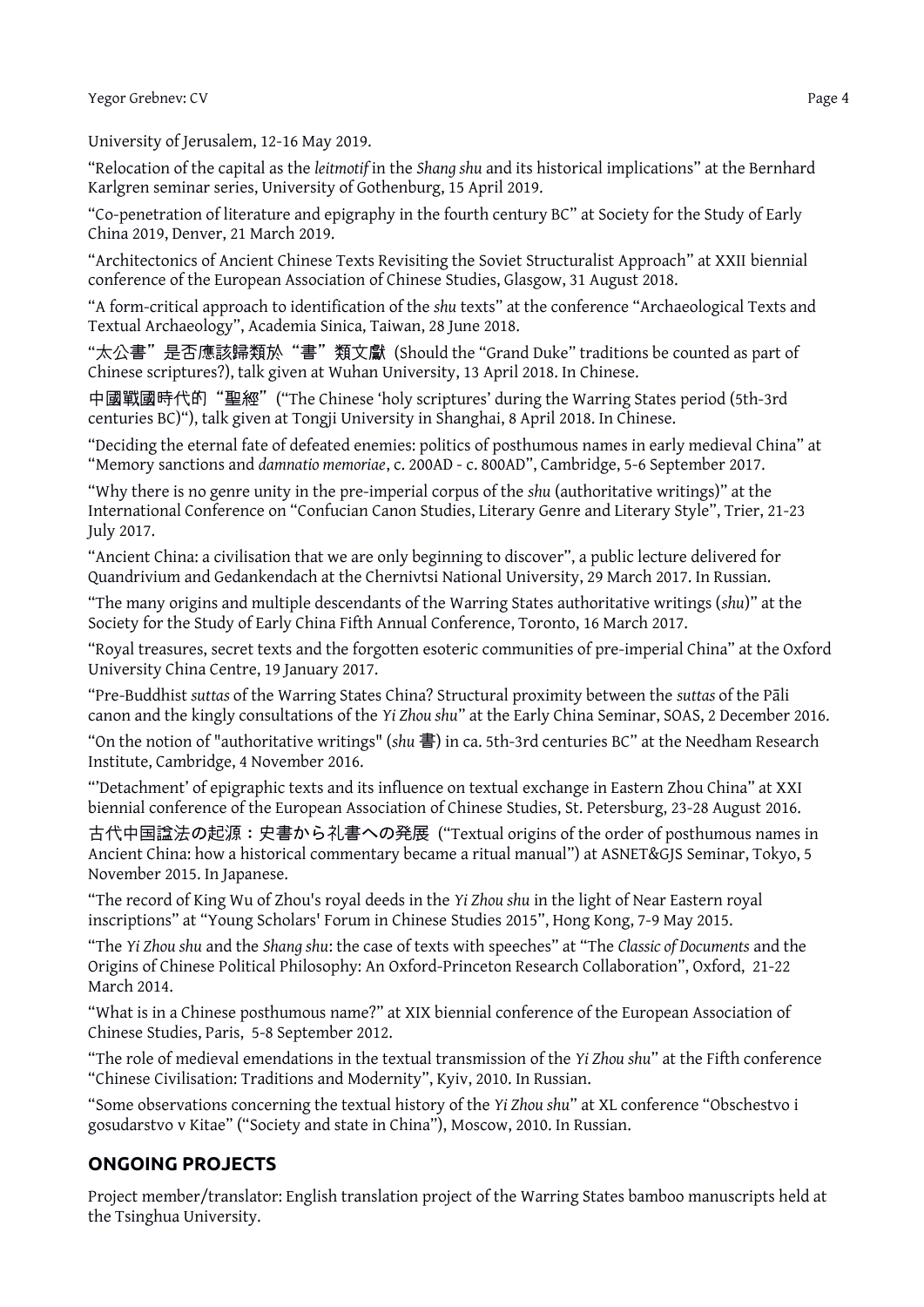University of Jerusalem, 12-16 May 2019.

“Relocation of the capital as the *leitmotif* in the *Shang shu* and its historical implications” at the Bernhard Karlgren seminar series, University of Gothenburg, 15 April 2019.

“Co-penetration of literature and epigraphy in the fourth century BC” at Society for the Study of Early China 2019, Denver, 21 March 2019.

“Architectonics of Ancient Chinese Texts Revisiting the Soviet Structuralist Approach” at XXII biennial conference of the European Association of Chinese Studies, Glasgow, 31 August 2018.

“A form-critical approach to identification of the *shu* texts” at the conference “Archaeological Texts and Textual Archaeology”, Academia Sinica, Taiwan, 28 June 2018.

“太公書”是否應該歸類於“書”類文獻 (Should the “Grand Duke” traditions be counted as part of Chinese scriptures?), talk given at Wuhan University, 13 April 2018. In Chinese.

中國戰國時代的“聖經”(“The Chinese ‘holy scriptures’ during the Warring States period (5th-3rd centuries BC)“), talk given at Tongji University in Shanghai, 8 April 2018. In Chinese.

“Deciding the eternal fate of defeated enemies: politics of posthumous names in early medieval China” at “Memory sanctions and *damnatio memoriae*, c. 200AD - c. 800AD”, Cambridge, 5-6 September 2017.

“Why there is no genre unity in the pre-imperial corpus of the *shu* (authoritative writings)” at the International Conference on “Confucian Canon Studies, Literary Genre and Literary Style”, Trier, 21-23 July 2017.

“Ancient China: a civilisation that we are only beginning to discover”, a public lecture delivered for Quandrivium and Gedankendach at the Chernivtsi National University, 29 March 2017. In Russian.

“The many origins and multiple descendants of the Warring States authoritative writings (*shu*)” at the Society for the Study of Early China Fifth Annual Conference, Toronto, 16 March 2017.

“Royal treasures, secret texts and the forgotten esoteric communities of pre-imperial China” at the Oxford University China Centre, 19 January 2017.

“Pre-Buddhist *suttas* of the Warring States China? Structural proximity between the *suttas* of the Pāli canon and the kingly consultations of the *Yi Zhou shu*” at the Early China Seminar, SOAS, 2 December 2016.

“On the notion of "authoritative writings" (*shu* 書) in ca. 5th-3rd centuries BC” at the Needham Research Institute, Cambridge, 4 November 2016.

“‘Detachment’ of epigraphic texts and its influence on textual exchange in Eastern Zhou China” at XXI biennial conference of the European Association of Chinese Studies, St. Petersburg, 23-28 August 2016.

古代中国諡法の起源：史書から礼書への発展 (“Textual origins of the order of posthumous names in Ancient China: how a historical commentary became a ritual manual”) at ASNET&GJS Seminar, Tokyo, 5 November 2015. In Japanese.

“The record of King Wu of Zhou's royal deeds in the *Yi Zhou shu* in the light of Near Eastern royal inscriptions” at “Young Scholars' Forum in Chinese Studies 2015”, Hong Kong, 7-9 May 2015.

“The *Yi Zhou shu* and the *Shang shu*: the case of texts with speeches” at “The *Classic of Documents* and the Origins of Chinese Political Philosophy: An Oxford-Princeton Research Collaboration”, Oxford, 21-22 March 2014.

“What is in a Chinese posthumous name?” at XIX biennial conference of the European Association of Chinese Studies, Paris, 5-8 September 2012.

“The role of medieval emendations in the textual transmission of the *Yi Zhou shu*” at the Fifth conference “Chinese Civilisation: Traditions and Modernity”, Kyiv, 2010. In Russian.

“Some observations concerning the textual history of the *Yi Zhou shu*” at XL conference “Obschestvo i gosudarstvo v Kitae” (“Society and state in China”), Moscow, 2010. In Russian.

## ONGOING PROJECTS

Project member/translator: English translation project of the Warring States bamboo manuscripts held at the Tsinghua University.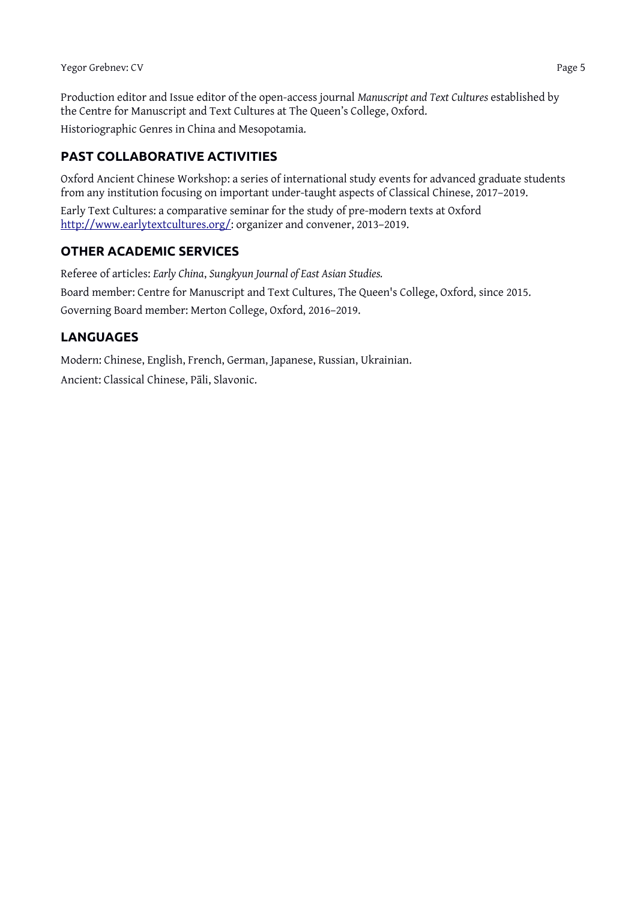Production editor and Issue editor of the open-access journal *Manuscript and Text Cultures* established by the Centre for Manuscript and Text Cultures at The Queen's College, Oxford.

Historiographic Genres in China and Mesopotamia.

## PAST COLLABORATIVE ACTIVITIES

Oxford Ancient Chinese Workshop: a series of international study events for advanced graduate students from any institution focusing on important under-taught aspects of Classical Chinese, 2017–2019.

Early Text Cultures: a comparative seminar for the study of pre-modern texts at Oxford [http://www.earlytextcultures.org/](http://www.earlytextcultures.org/): organizer and convener, 2013–2019.

## OTHER ACADEMIC SERVICES

Referee of articles: *Early China*, *Sungkyun Journal of East Asian Studies.*

Board member: Centre for Manuscript and Text Cultures, The Queen's College, Oxford, since 2015.

Governing Board member: Merton College, Oxford, 2016–2019.

## LANGUAGES

Modern: Chinese, English, French, German, Japanese, Russian, Ukrainian.

Ancient: Classical Chinese, Pāli, Slavonic.